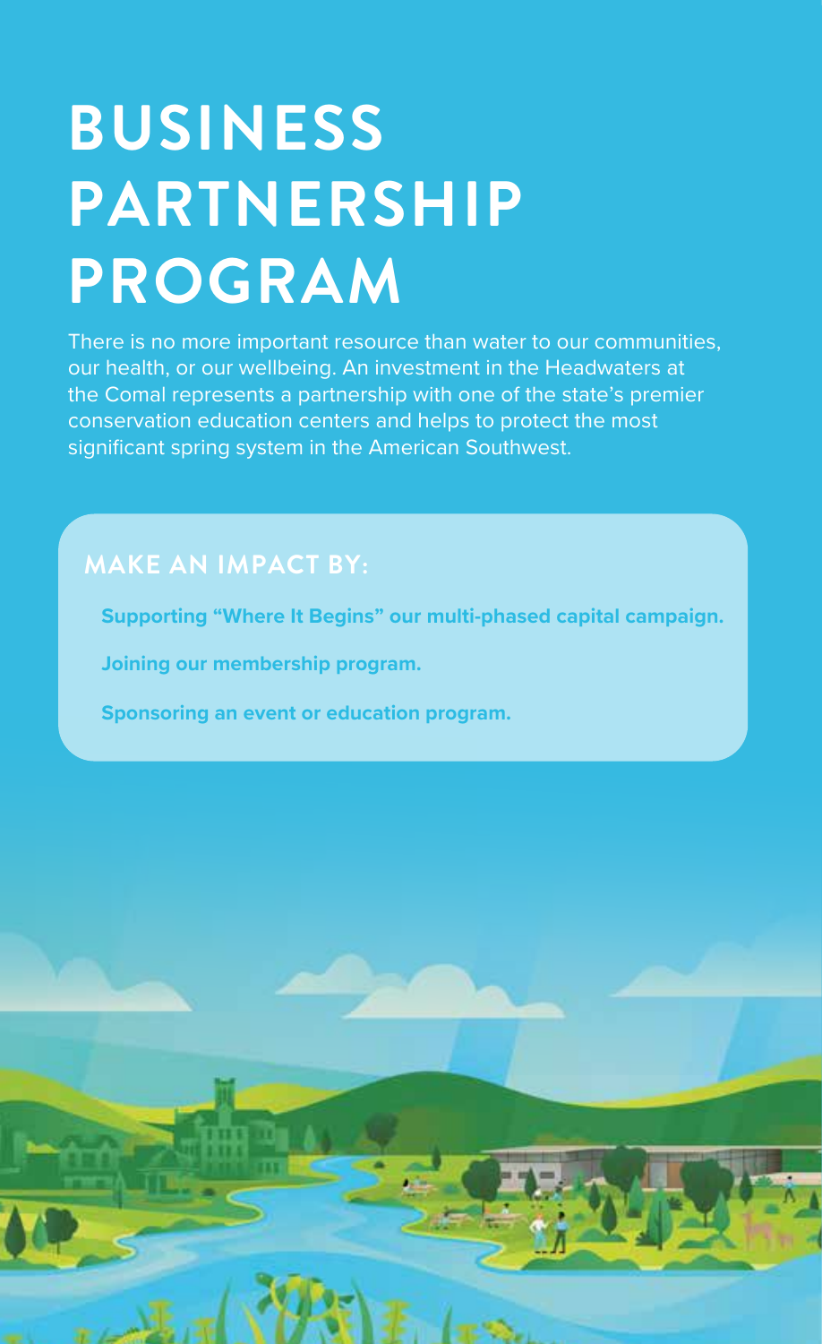# BUSINESS PARTNERSHIP PROGRAM

There is no more important resource than water to our communities, our health, or our wellbeing. An investment in the Headwaters at the Comal represents a partnership with one of the state's premier conservation education centers and helps to protect the most significant spring system in the American Southwest.

## MAKE AN IMPACT BY:

**Supporting "Where It Begins" our multi-phased capital campaign.**

**Joining our membership program.**

**Sponsoring an event or education program.**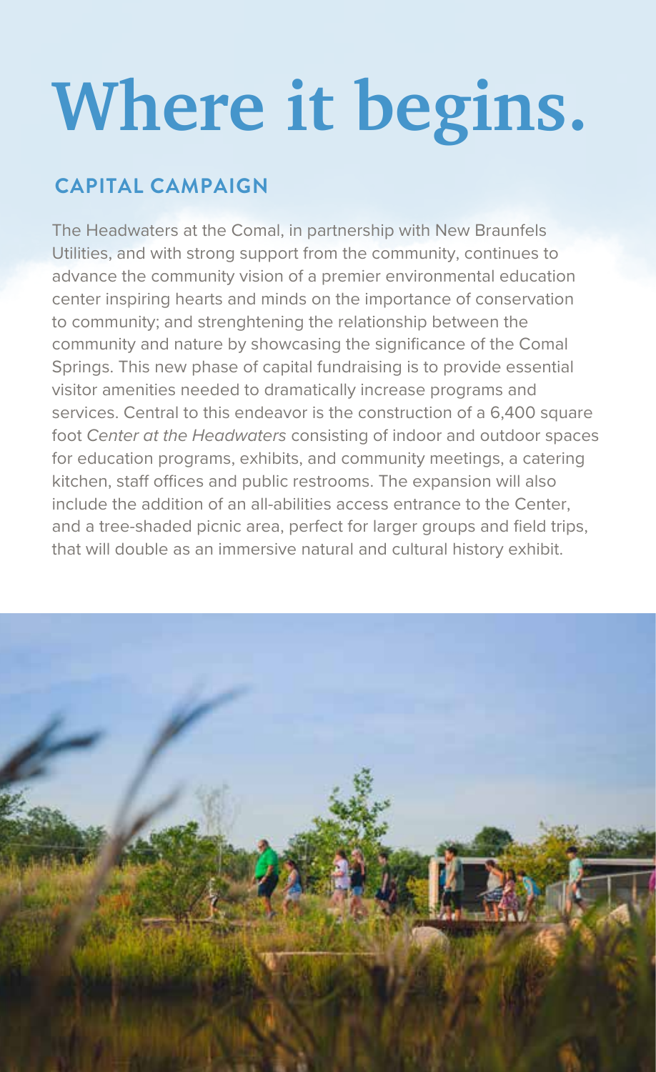# Where it begins.

## CAPITAL CAMPAIGN

The Headwaters at the Comal, in partnership with New Braunfels Utilities, and with strong support from the community, continues to advance the community vision of a premier environmental education center inspiring hearts and minds on the importance of conservation to community; and strenghtening the relationship between the community and nature by showcasing the significance of the Comal Springs. This new phase of capital fundraising is to provide essential visitor amenities needed to dramatically increase programs and services. Central to this endeavor is the construction of a 6,400 square foot *Center at the Headwaters* consisting of indoor and outdoor spaces for education programs, exhibits, and community meetings, a catering kitchen, staff offices and public restrooms. The expansion will also include the addition of an all-abilities access entrance to the Center, and a tree-shaded picnic area, perfect for larger groups and field trips, that will double as an immersive natural and cultural history exhibit.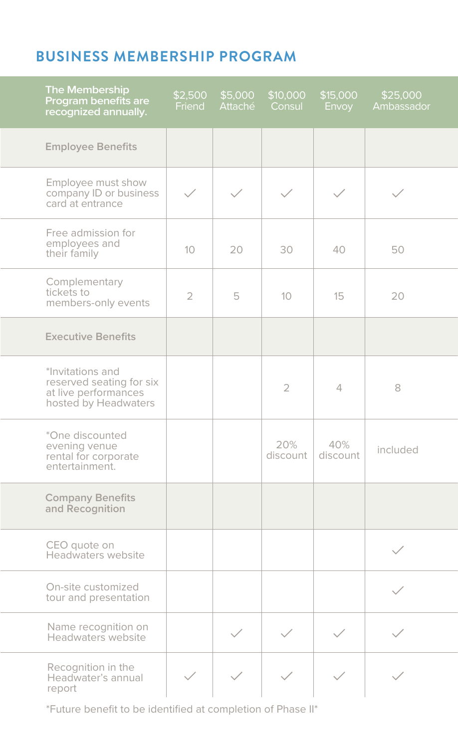## BUSINESS MEMBERSHIP PROGRAM

| **The Membership Program benefits are recognized annually.** | $2,500 Friend | $5,000 Attaché | $10,000 Consul | $15,000 Envoy | $25,000 Ambassador |
|---|---|---|---|---|---|
| **Employee Benefits** | | | | | |
| Employee must show company ID or business card at entrance | ✓ | ✓ | ✓ | ✓ | ✓ |
| Free admission for employees and their family | 10 | 20 | 30 | 40 | 50 |
| Complementary tickets to members-only events | 2 | 5 | 10 | 15 | 20 |
| **Executive Benefits** | | | | | |
| *Invitations and reserved seating for six at live performances hosted by Headwaters | | | 2 | 4 | 8 |
| *One discounted evening venue rental for corporate entertainment. | | | 20% discount | 40% discount | included |
| **Company Benefits and Recognition** | | | | | |
| CEO quote on Headwaters website | | | | | ✓ |
| On-site customized tour and presentation | | | | | ✓ |
| Name recognition on Headwaters website | | ✓ | ✓ | ✓ | ✓ |
| Recognition in the Headwater's annual report | ✓ | ✓ | ✓ | ✓ | ✓ |

*Future benefit to be identified at completion of Phase II*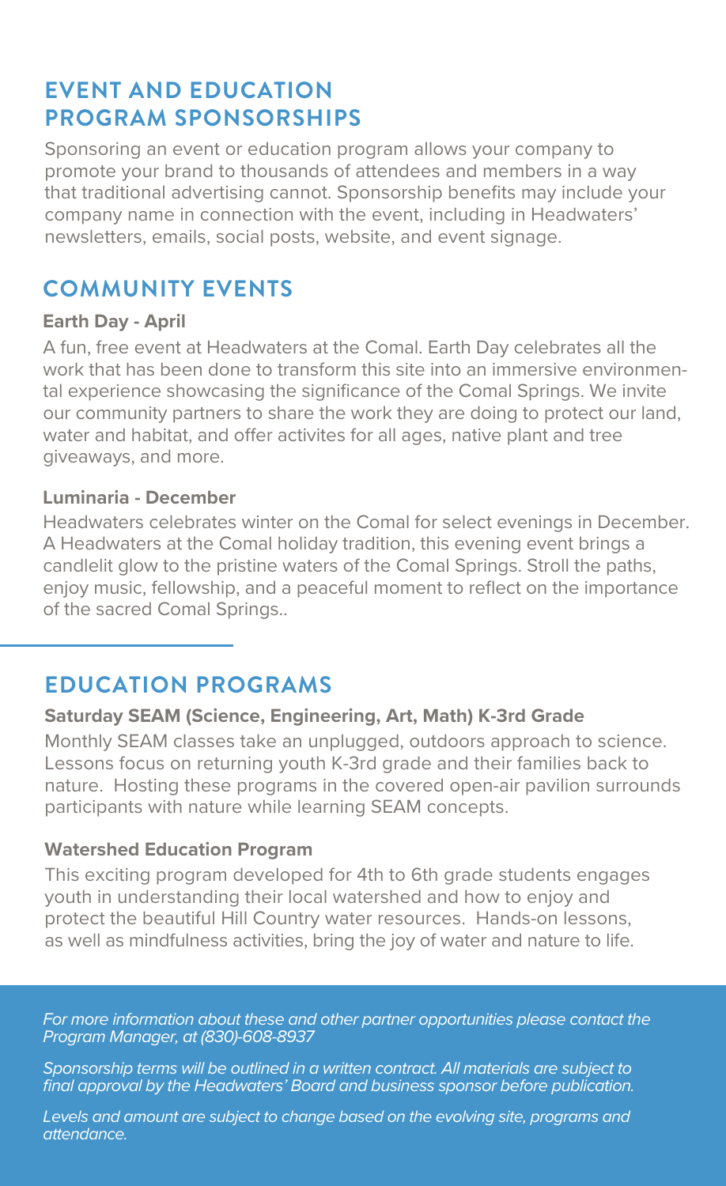## EVENT AND EDUCATION PROGRAM SPONSORSHIPS

Sponsoring an event or education program allows your company to promote your brand to thousands of attendees and members in a way that traditional advertising cannot. Sponsorship benefits may include your company name in connection with the event, including in Headwaters' newsletters, emails, social posts, website, and event signage.

## COMMUNITY EVENTS

**Earth Day - April**

A fun, free event at Headwaters at the Comal. Earth Day celebrates all the work that has been done to transform this site into an immersive environmental experience showcasing the significance of the Comal Springs. We invite our community partners to share the work they are doing to protect our land, water and habitat, and offer activites for all ages, native plant and tree giveaways, and more.

**Luminaria - December**

Headwaters celebrates winter on the Comal for select evenings in December. A Headwaters at the Comal holiday tradition, this evening event brings a candlelit glow to the pristine waters of the Comal Springs. Stroll the paths, enjoy music, fellowship, and a peaceful moment to reflect on the importance of the sacred Comal Springs..

## EDUCATION PROGRAMS

**Saturday SEAM (Science, Engineering, Art, Math) K-3rd Grade**

Monthly SEAM classes take an unplugged, outdoors approach to science. Lessons focus on returning youth K-3rd grade and their families back to nature. Hosting these programs in the covered open-air pavilion surrounds participants with nature while learning SEAM concepts.

**Watershed Education Program**

This exciting program developed for 4th to 6th grade students engages youth in understanding their local watershed and how to enjoy and protect the beautiful Hill Country water resources. Hands-on lessons, as well as mindfulness activities, bring the joy of water and nature to life.

*For more information about these and other partner opportunities please contact the Program Manager, at (830)-608-8937*

*Sponsorship terms will be outlined in a written contract. All materials are subject to final approval by the Headwaters' Board and business sponsor before publication.*

*Levels and amount are subject to change based on the evolving site, programs and attendance.*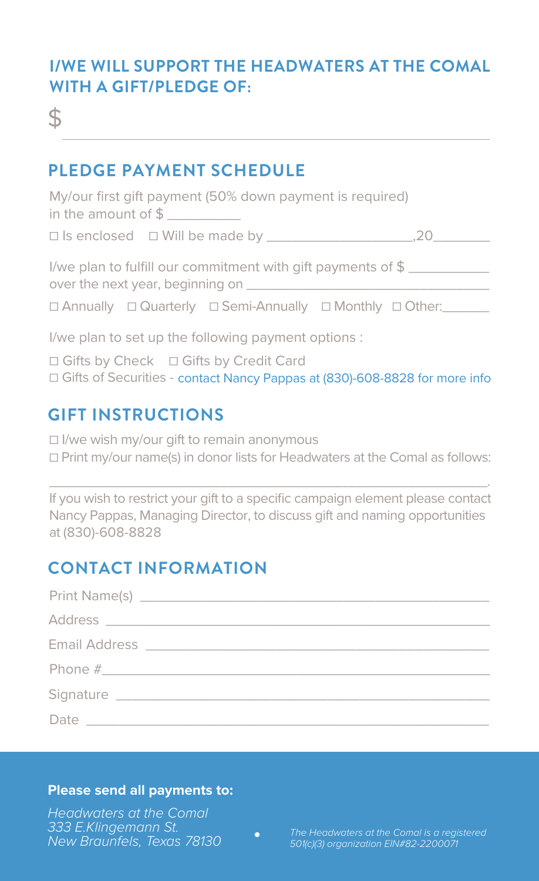## I/WE WILL SUPPORT THE HEADWATERS AT THE COMAL WITH A GIFT/PLEDGE OF:

$ ______________________________________________

## PLEDGE PAYMENT SCHEDULE

My/our first gift payment (50% down payment is required) in the amount of $ __________

☐ Is enclosed ☐ Will be made by ___________________,20________

I/we plan to fulfill our commitment with gift payments of $ ___________ over the next year, beginning on ________________________________

☐ Annually ☐ Quarterly ☐ Semi-Annually ☐ Monthly ☐ Other:_______

I/we plan to set up the following payment options :

☐ Gifts by Check ☐ Gifts by Credit Card

☐ Gifts of Securities - contact Nancy Pappas at (830)-608-8828 for more info

## GIFT INSTRUCTIONS

☐ I/we wish my/our gift to remain anonymous

☐ Print my/our name(s) in donor lists for Headwaters at the Comal as follows:

_______________________________________________________________.

If you wish to restrict your gift to a specific campaign element please contact Nancy Pappas, Managing Director, to discuss gift and naming opportunities at (830)-608-8828

## CONTACT INFORMATION

Print Name(s) ______________________________________________

Address ___________________________________________________

Email Address ______________________________________________

Phone #___________________________________________________

Signature _________________________________________________

Date _____________________________________________________

**Please send all payments to:**

*Headwaters at the Comal*
*333 E.Klingemann St.*
*New Braunfels, Texas 78130*

*The Headwaters at the Comal is a registered 501(c)(3) organization EIN#82-2200071*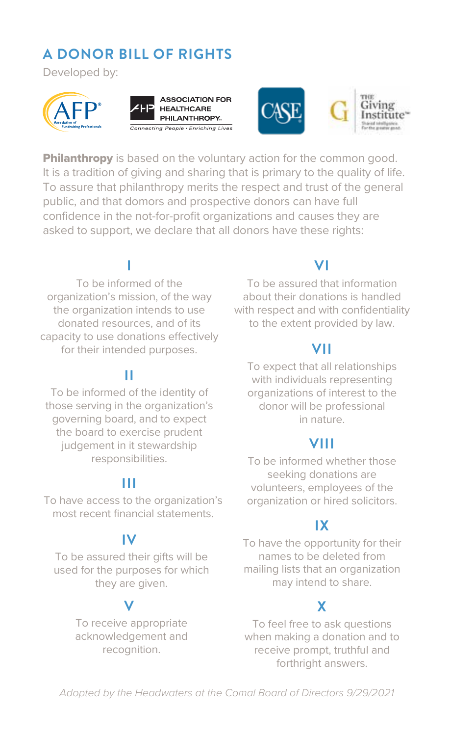# A DONOR BILL OF RIGHTS

Developed by:

ASSOCIATION FOR HEALTHCARE PHILANTHROPY. Connecting People • Enriching Lives

CASE

THE Giving Institute™ Shared intelligence. For the greater good.

**Philanthropy** is based on the voluntary action for the common good. It is a tradition of giving and sharing that is primary to the quality of life. To assure that philanthropy merits the respect and trust of the general public, and that domors and prospective donors can have full confidence in the not-for-profit organizations and causes they are asked to support, we declare that all donors have these rights:

## I

To be informed of the organization's mission, of the way the organization intends to use donated resources, and of its capacity to use donations effectively for their intended purposes.

## II

To be informed of the identity of those serving in the organization's governing board, and to expect the board to exercise prudent judgement in it stewardship responsibilities.

## III

To have access to the organization's most recent financial statements.

## IV

To be assured their gifts will be used for the purposes for which they are given.

## V

To receive appropriate acknowledgement and recognition.

## VI

To be assured that information about their donations is handled with respect and with confidentiality to the extent provided by law.

## VII

To expect that all relationships with individuals representing organizations of interest to the donor will be professional in nature.

## VIII

To be informed whether those seeking donations are volunteers, employees of the organization or hired solicitors.

## IX

To have the opportunity for their names to be deleted from mailing lists that an organization may intend to share.

## X

To feel free to ask questions when making a donation and to receive prompt, truthful and forthright answers.

*Adopted by the Headwaters at the Comal Board of Directors 9/29/2021*